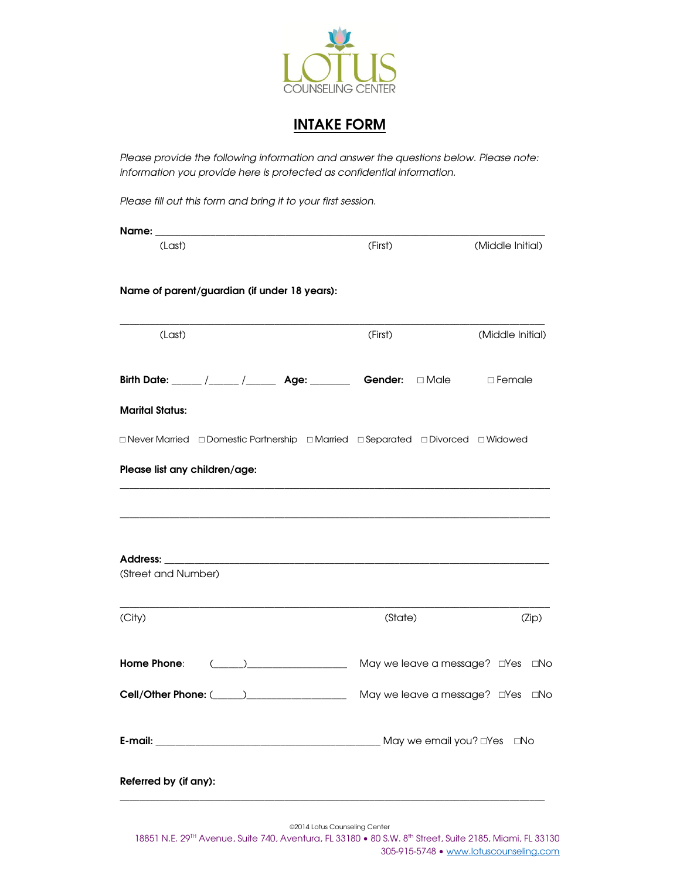LOTUS
COUNSELING CENTER

# INTAKE FORM

*Please provide the following information and answer the questions below. Please note: information you provide here is protected as confidential information.*

*Please fill out this form and bring it to your first session.*

**Name:** ______________________________________________________________________
(Last) (First) (Middle Initial)

**Name of parent/guardian (if under 18 years):**

________________________________________________________________________
(Last) (First) (Middle Initial)

**Birth Date:** ______ /______ /______ **Age:** ________ **Gender:** ☐ Male ☐ Female

**Marital Status:**

☐ Never Married ☐ Domestic Partnership ☐ Married ☐ Separated ☐ Divorced ☐ Widowed

**Please list any children/age:**

________________________________________________________________________

________________________________________________________________________

**Address:** ____________________________________________________________________
(Street and Number)

________________________________________________________________________
(City) (State) (Zip)

**Home Phone:** (______)___________________ May we leave a message? ☐Yes ☐No

**Cell/Other Phone:** (______)___________________ May we leave a message? ☐Yes ☐No

**E-mail:** ___________________________________________ May we email you? ☐Yes ☐No

**Referred by (if any):**

________________________________________________________________________

©2014 Lotus Counseling Center
18851 N.E. 29TH Avenue, Suite 740, Aventura, FL 33180 • 80 S.W. 8th Street, Suite 2185, Miami, FL 33130
305-915-5748 • www.lotuscounseling.com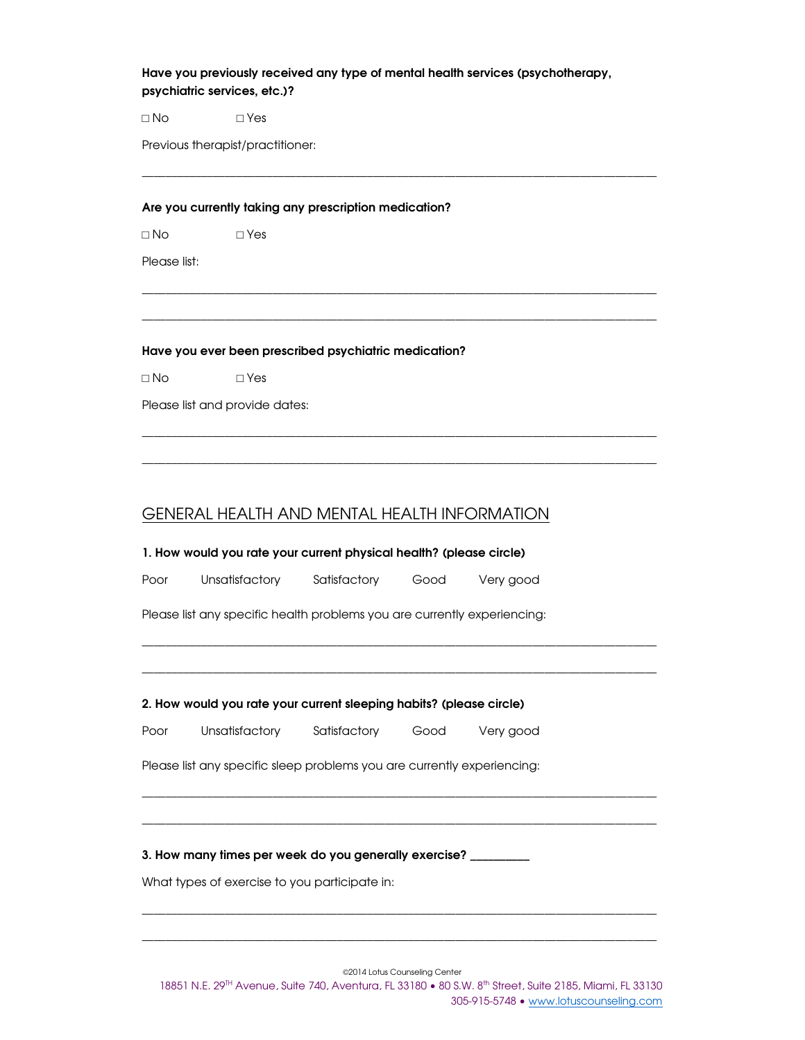**Have you previously received any type of mental health services (psychotherapy, psychiatric services, etc.)?**

□ No □ Yes

Previous therapist/practitioner:

______________________________________________________________________________

**Are you currently taking any prescription medication?**

□ No □ Yes

Please list:

______________________________________________________________________________

______________________________________________________________________________

**Have you ever been prescribed psychiatric medication?**

□ No □ Yes

Please list and provide dates:

______________________________________________________________________________

______________________________________________________________________________

## GENERAL HEALTH AND MENTAL HEALTH INFORMATION

**1. How would you rate your current physical health? (please circle)**

Poor Unsatisfactory Satisfactory Good Very good

Please list any specific health problems you are currently experiencing:

______________________________________________________________________________

______________________________________________________________________________

**2. How would you rate your current sleeping habits? (please circle)**

Poor Unsatisfactory Satisfactory Good Very good

Please list any specific sleep problems you are currently experiencing:

______________________________________________________________________________

______________________________________________________________________________

**3. How many times per week do you generally exercise? __________**

What types of exercise to you participate in:

______________________________________________________________________________

______________________________________________________________________________

©2014 Lotus Counseling Center

18851 N.E. 29TH Avenue, Suite 740, Aventura, FL 33180 • 80 S.W. 8th Street, Suite 2185, Miami, FL 33130

305-915-5748 • www.lotuscounseling.com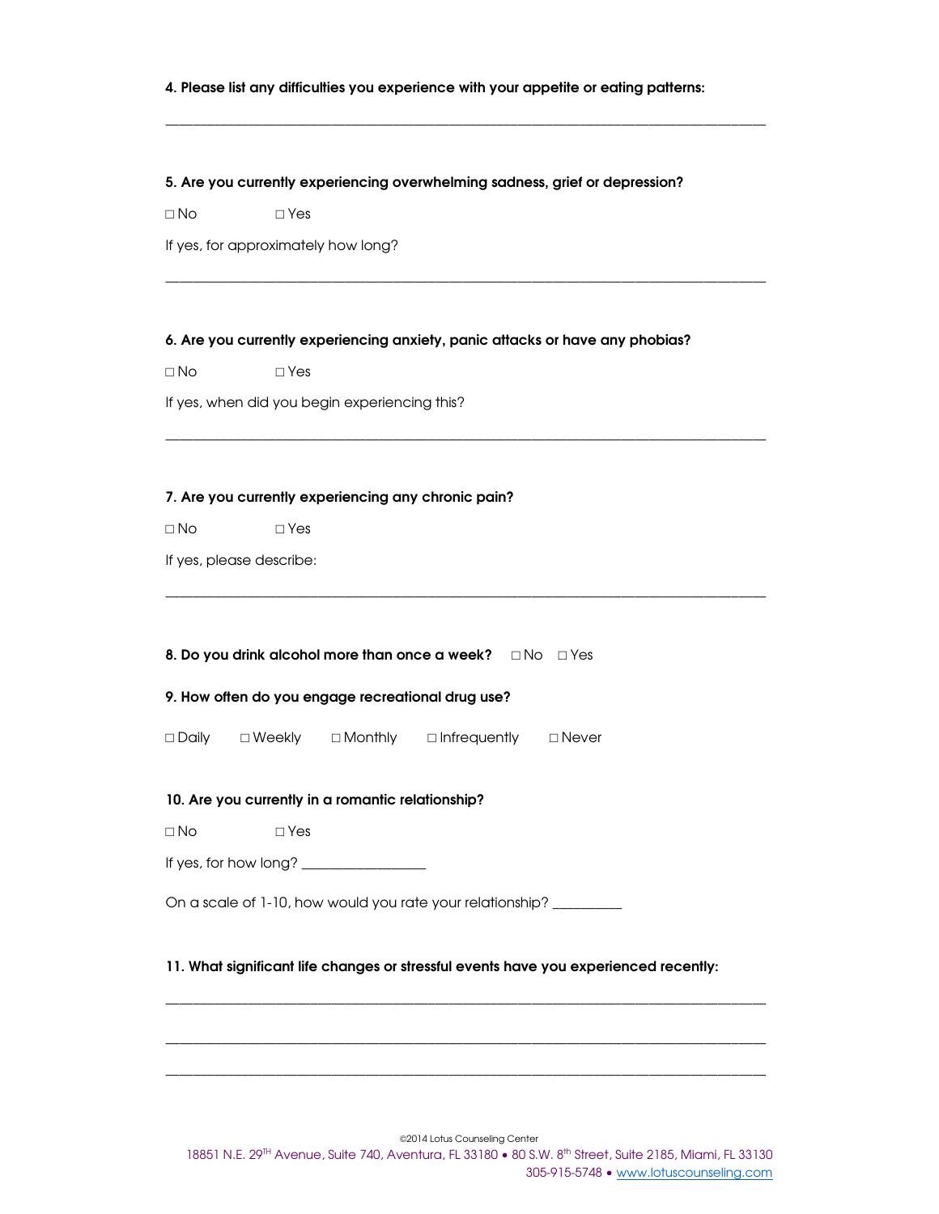**4. Please list any difficulties you experience with your appetite or eating patterns:**

\_\_\_\_\_\_\_\_\_\_\_\_\_\_\_\_\_\_\_\_\_\_\_\_\_\_\_\_\_\_\_\_\_\_\_\_\_\_\_\_\_\_\_\_\_\_\_\_\_\_\_\_\_\_\_\_\_\_\_\_\_\_\_\_\_\_\_\_\_\_\_\_\_\_

**5. Are you currently experiencing overwhelming sadness, grief or depression?**

□ No □ Yes

If yes, for approximately how long?

\_\_\_\_\_\_\_\_\_\_\_\_\_\_\_\_\_\_\_\_\_\_\_\_\_\_\_\_\_\_\_\_\_\_\_\_\_\_\_\_\_\_\_\_\_\_\_\_\_\_\_\_\_\_\_\_\_\_\_\_\_\_\_\_\_\_\_\_\_\_\_\_\_\_

**6. Are you currently experiencing anxiety, panic attacks or have any phobias?**

□ No □ Yes

If yes, when did you begin experiencing this?

\_\_\_\_\_\_\_\_\_\_\_\_\_\_\_\_\_\_\_\_\_\_\_\_\_\_\_\_\_\_\_\_\_\_\_\_\_\_\_\_\_\_\_\_\_\_\_\_\_\_\_\_\_\_\_\_\_\_\_\_\_\_\_\_\_\_\_\_\_\_\_\_\_\_

**7. Are you currently experiencing any chronic pain?**

□ No □ Yes

If yes, please describe:

\_\_\_\_\_\_\_\_\_\_\_\_\_\_\_\_\_\_\_\_\_\_\_\_\_\_\_\_\_\_\_\_\_\_\_\_\_\_\_\_\_\_\_\_\_\_\_\_\_\_\_\_\_\_\_\_\_\_\_\_\_\_\_\_\_\_\_\_\_\_\_\_\_\_

**8. Do you drink alcohol more than once a week?** □ No □ Yes

**9. How often do you engage recreational drug use?**

□ Daily □ Weekly □ Monthly □ Infrequently □ Never

**10. Are you currently in a romantic relationship?**

□ No □ Yes

If yes, for how long? \_\_\_\_\_\_\_\_\_\_\_\_\_\_\_\_\_\_

On a scale of 1-10, how would you rate your relationship? \_\_\_\_\_\_\_\_\_\_

**11. What significant life changes or stressful events have you experienced recently:**

\_\_\_\_\_\_\_\_\_\_\_\_\_\_\_\_\_\_\_\_\_\_\_\_\_\_\_\_\_\_\_\_\_\_\_\_\_\_\_\_\_\_\_\_\_\_\_\_\_\_\_\_\_\_\_\_\_\_\_\_\_\_\_\_\_\_\_\_\_\_\_\_\_\_

\_\_\_\_\_\_\_\_\_\_\_\_\_\_\_\_\_\_\_\_\_\_\_\_\_\_\_\_\_\_\_\_\_\_\_\_\_\_\_\_\_\_\_\_\_\_\_\_\_\_\_\_\_\_\_\_\_\_\_\_\_\_\_\_\_\_\_\_\_\_\_\_\_\_

\_\_\_\_\_\_\_\_\_\_\_\_\_\_\_\_\_\_\_\_\_\_\_\_\_\_\_\_\_\_\_\_\_\_\_\_\_\_\_\_\_\_\_\_\_\_\_\_\_\_\_\_\_\_\_\_\_\_\_\_\_\_\_\_\_\_\_\_\_\_\_\_\_\_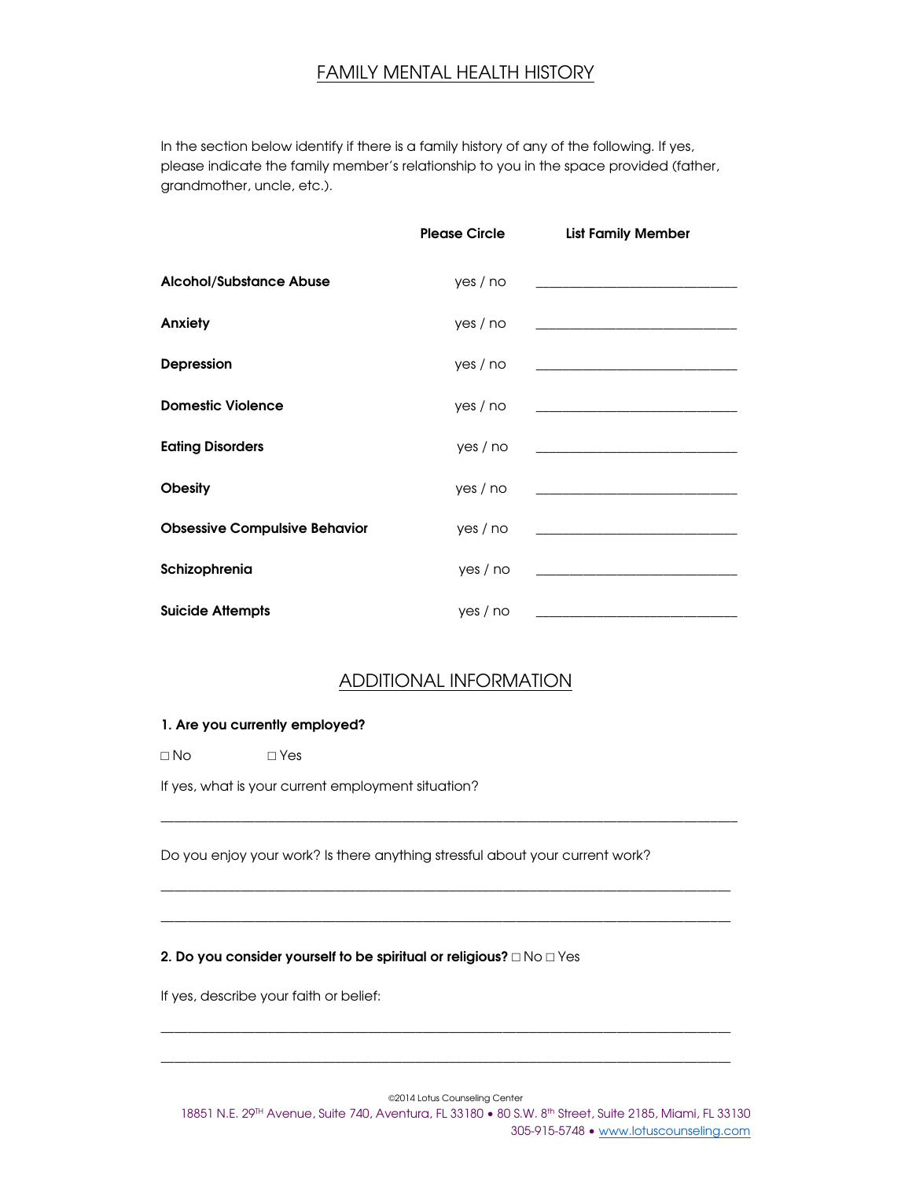## FAMILY MENTAL HEALTH HISTORY

In the section below identify if there is a family history of any of the following. If yes, please indicate the family member's relationship to you in the space provided (father, grandmother, uncle, etc.).

| | Please Circle | List Family Member |
|---|---|---|
| **Alcohol/Substance Abuse** | yes / no | ______________________________ |
| **Anxiety** | yes / no | ______________________________ |
| **Depression** | yes / no | ______________________________ |
| **Domestic Violence** | yes / no | ______________________________ |
| **Eating Disorders** | yes / no | ______________________________ |
| **Obesity** | yes / no | ______________________________ |
| **Obsessive Compulsive Behavior** | yes / no | ______________________________ |
| **Schizophrenia** | yes / no | ______________________________ |
| **Suicide Attempts** | yes / no | ______________________________ |

## ADDITIONAL INFORMATION

**1. Are you currently employed?**

□ No □ Yes

If yes, what is your current employment situation?

______________________________________________________________________________________

Do you enjoy your work? Is there anything stressful about your current work?

______________________________________________________________________________________

______________________________________________________________________________________

**2. Do you consider yourself to be spiritual or religious?** □ No □ Yes

If yes, describe your faith or belief:

______________________________________________________________________________________

______________________________________________________________________________________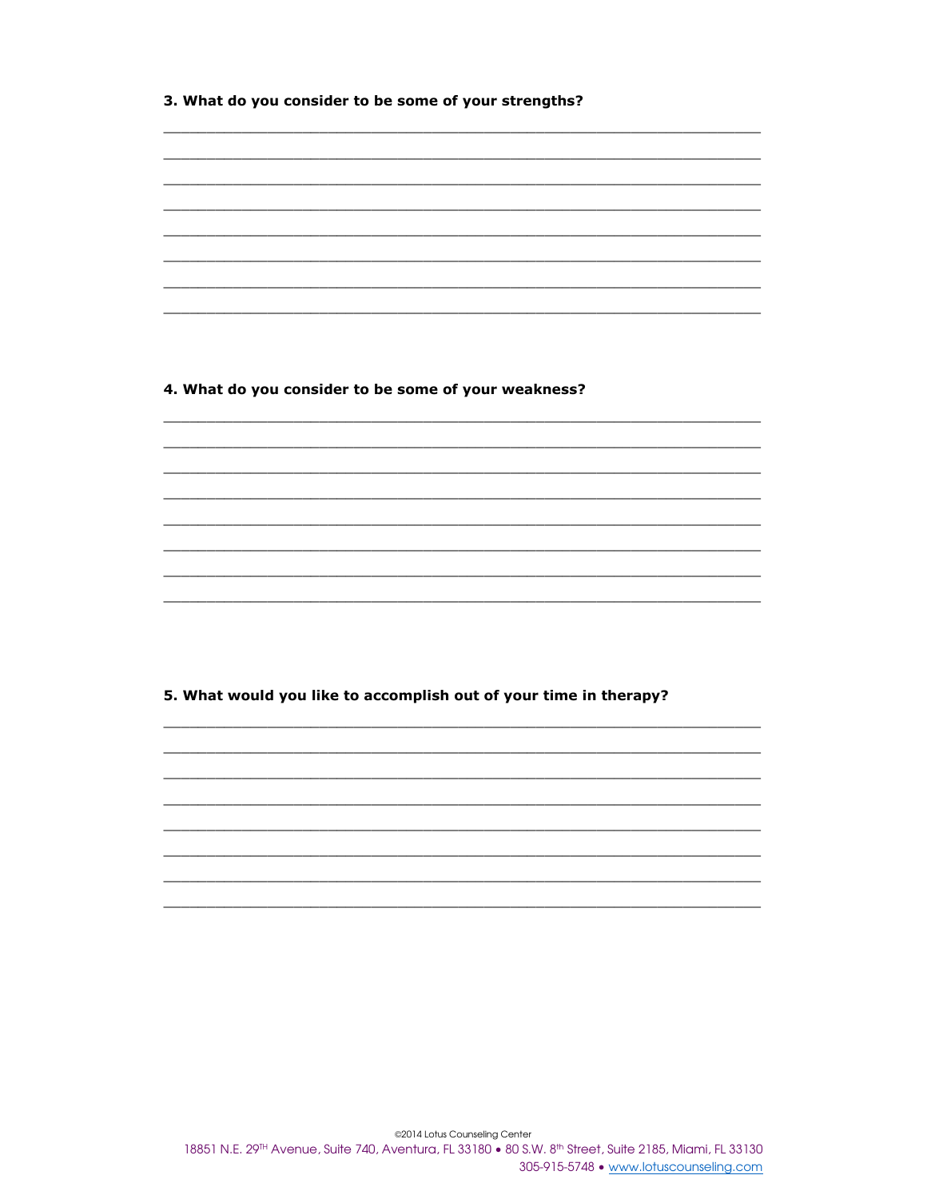**3. What do you consider to be some of your strengths?**

________________________________________________________________________________

________________________________________________________________________________

________________________________________________________________________________

________________________________________________________________________________

________________________________________________________________________________

________________________________________________________________________________

________________________________________________________________________________

________________________________________________________________________________

**4. What do you consider to be some of your weakness?**

________________________________________________________________________________

________________________________________________________________________________

________________________________________________________________________________

________________________________________________________________________________

________________________________________________________________________________

________________________________________________________________________________

________________________________________________________________________________

________________________________________________________________________________

**5. What would you like to accomplish out of your time in therapy?**

________________________________________________________________________________

________________________________________________________________________________

________________________________________________________________________________

________________________________________________________________________________

________________________________________________________________________________

________________________________________________________________________________

________________________________________________________________________________

________________________________________________________________________________